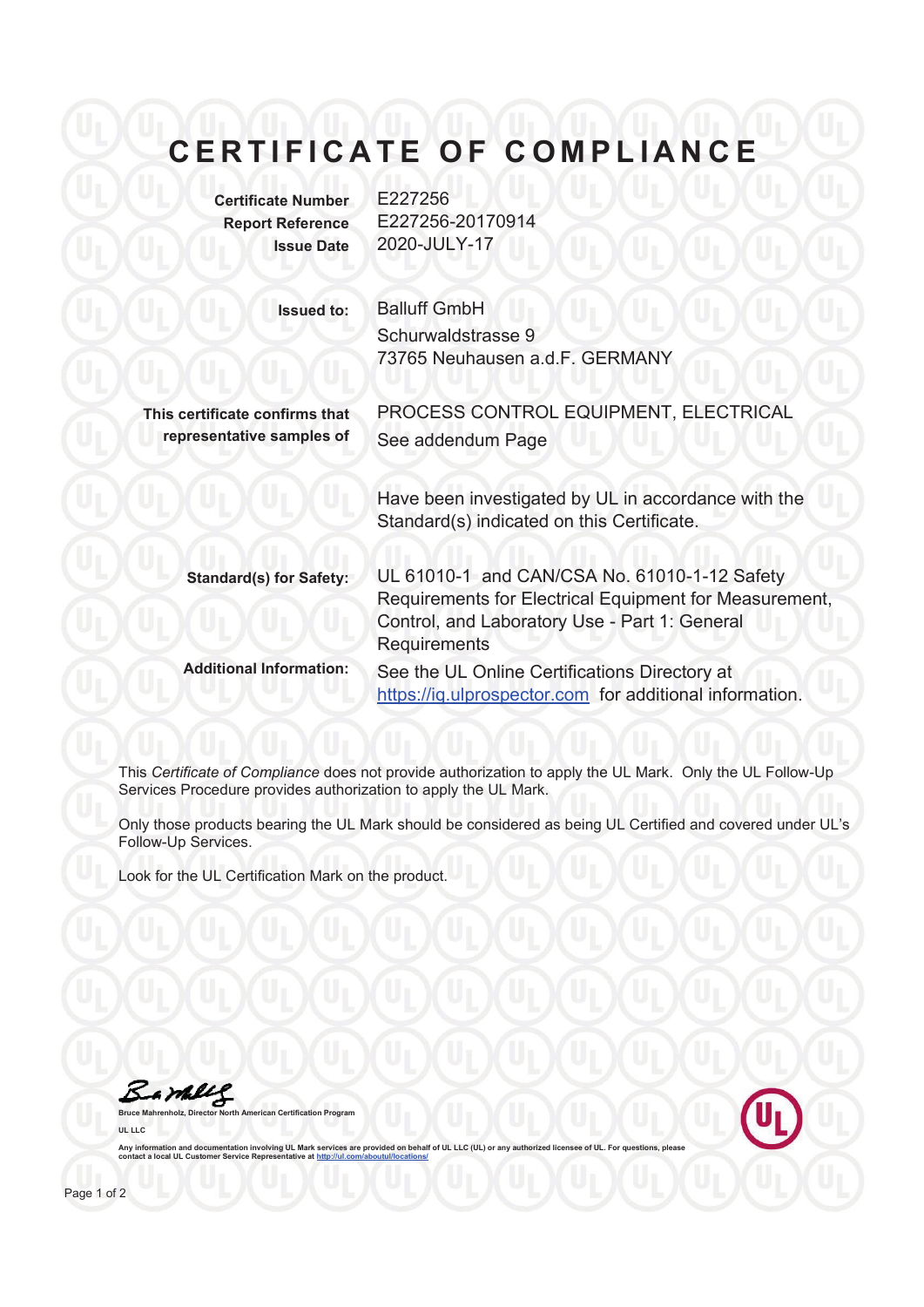# CERTIFICATE OF COMPLIANCE

| | |
|---|---|
| **Certificate Number** | E227256 |
| **Report Reference** | E227256-20170914 |
| **Issue Date** | 2020-JULY-17 |

**Issued to:**
Balluff GmbH
Schurwaldstrasse 9
73765 Neuhausen a.d.F. GERMANY

**This certificate confirms that representative samples of**
PROCESS CONTROL EQUIPMENT, ELECTRICAL
See addendum Page

Have been investigated by UL in accordance with the Standard(s) indicated on this Certificate.

**Standard(s) for Safety:** UL 61010-1 and CAN/CSA No. 61010-1-12 Safety Requirements for Electrical Equipment for Measurement, Control, and Laboratory Use - Part 1: General Requirements

**Additional Information:** See the UL Online Certifications Directory at https://iq.ulprospector.com for additional information.

This *Certificate of Compliance* does not provide authorization to apply the UL Mark. Only the UL Follow-Up Services Procedure provides authorization to apply the UL Mark.

Only those products bearing the UL Mark should be considered as being UL Certified and covered under UL's Follow-Up Services.

Look for the UL Certification Mark on the product.

Bruce Mahrenholz, Director North American Certification Program

UL LLC

Any information and documentation involving UL Mark services are provided on behalf of UL LLC (UL) or any authorized licensee of UL. For questions, please contact a local UL Customer Service Representative at http://ul.com/aboutul/locations/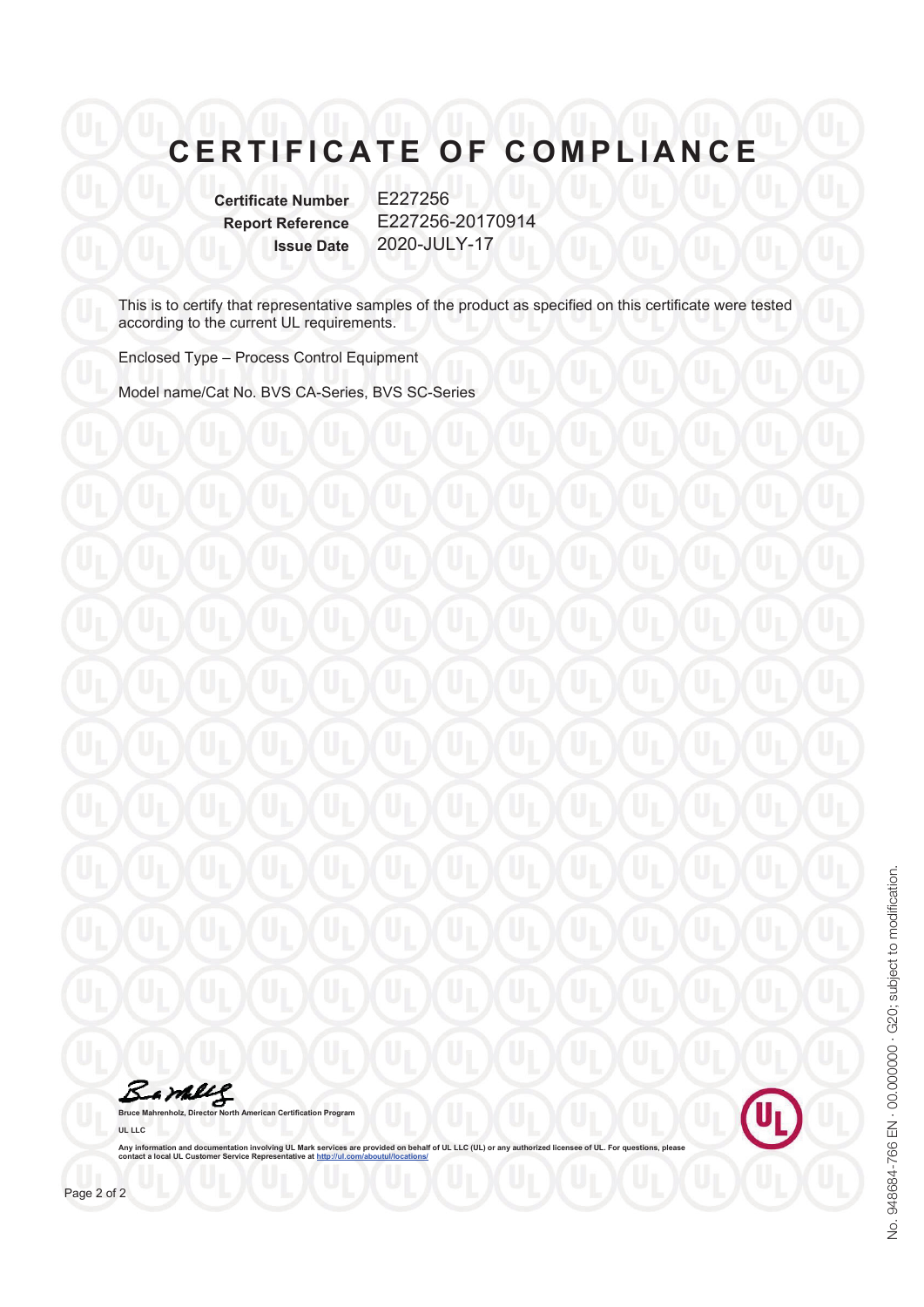# CERTIFICATE OF COMPLIANCE

| | |
|---|---|
| **Certificate Number** | E227256 |
| **Report Reference** | E227256-20170914 |
| **Issue Date** | 2020-JULY-17 |

This is to certify that representative samples of the product as specified on this certificate were tested according to the current UL requirements.

Enclosed Type – Process Control Equipment

Model name/Cat No. BVS CA-Series, BVS SC-Series

**Bruce Mahrenholz, Director North American Certification Program**

**UL LLC**

Any information and documentation involving UL Mark services are provided on behalf of UL LLC (UL) or any authorized licensee of UL. For questions, please contact a local UL Customer Service Representative at http://ul.com/aboutul/locations/

No. 948684-766 EN · 00.000000 · G20; subject to modification.